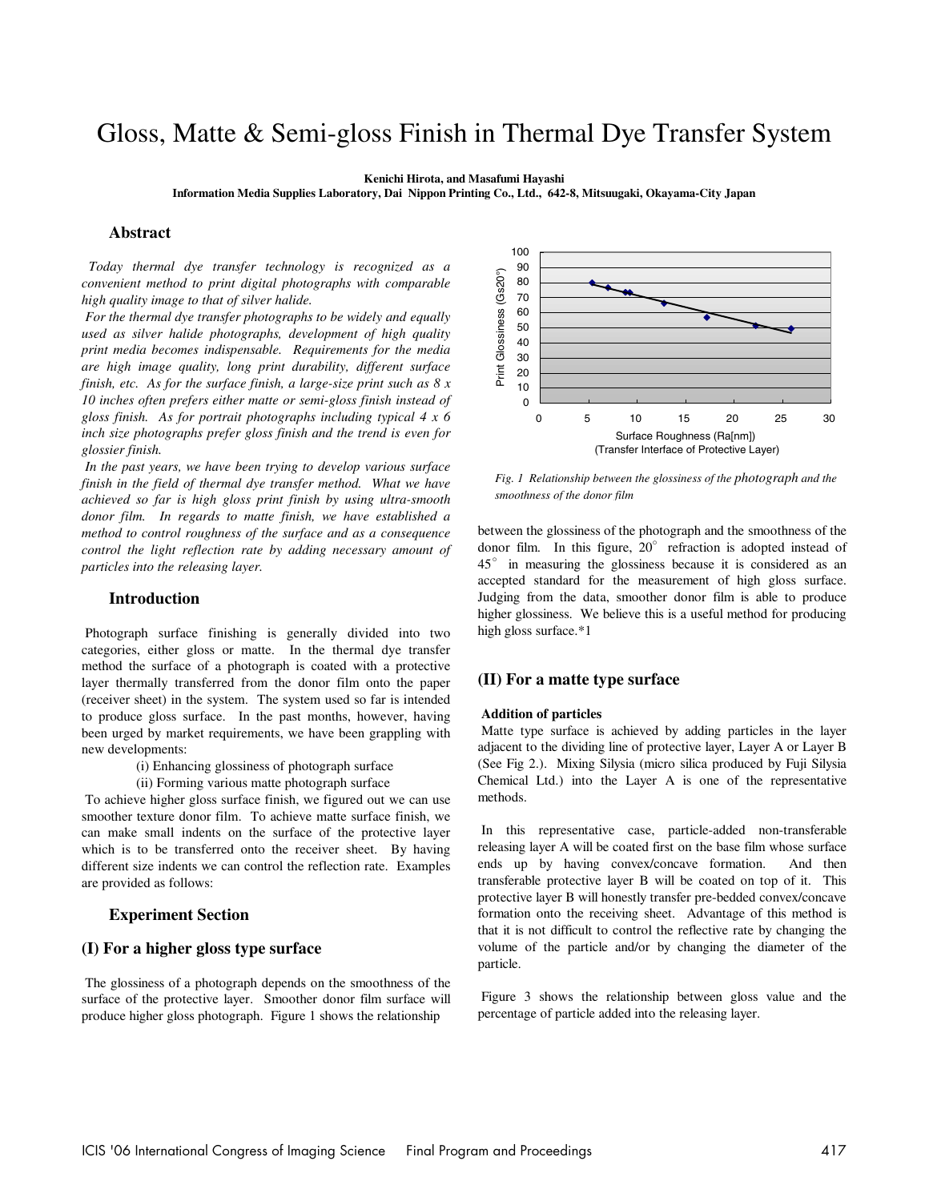# Gloss, Matte & Semi-gloss Finish in Thermal Dye Transfer System

**Kenichi Hirota, and Masafumi Hayashi**
**Information Media Supplies Laboratory, Dai Nippon Printing Co., Ltd., 642-8, Mitsuugaki, Okayama-City Japan**

## Abstract

*Today thermal dye transfer technology is recognized as a convenient method to print digital photographs with comparable high quality image to that of silver halide.*

*For the thermal dye transfer photographs to be widely and equally used as silver halide photographs, development of high quality print media becomes indispensable. Requirements for the media are high image quality, long print durability, different surface finish, etc. As for the surface finish, a large-size print such as 8 x 10 inches often prefers either matte or semi-gloss finish instead of gloss finish. As for portrait photographs including typical 4 x 6 inch size photographs prefer gloss finish and the trend is even for glossier finish.*

*In the past years, we have been trying to develop various surface finish in the field of thermal dye transfer method. What we have achieved so far is high gloss print finish by using ultra-smooth donor film. In regards to matte finish, we have established a method to control roughness of the surface and as a consequence control the light reflection rate by adding necessary amount of particles into the releasing layer.*

## Introduction

Photograph surface finishing is generally divided into two categories, either gloss or matte. In the thermal dye transfer method the surface of a photograph is coated with a protective layer thermally transferred from the donor film onto the paper (receiver sheet) in the system. The system used so far is intended to produce gloss surface. In the past months, however, having been urged by market requirements, we have been grappling with new developments:

(i) Enhancing glossiness of photograph surface

(ii) Forming various matte photograph surface

To achieve higher gloss surface finish, we figured out we can use smoother texture donor film. To achieve matte surface finish, we can make small indents on the surface of the protective layer which is to be transferred onto the receiver sheet. By having different size indents we can control the reflection rate. Examples are provided as follows:

## Experiment Section

### (I) For a higher gloss type surface

The glossiness of a photograph depends on the smoothness of the surface of the protective layer. Smoother donor film surface will produce higher gloss photograph. Figure 1 shows the relationship between the glossiness of the photograph and the smoothness of the donor film. In this figure, 20° refraction is adopted instead of 45° in measuring the glossiness because it is considered as an accepted standard for the measurement of high gloss surface. Judging from the data, smoother donor film is able to produce higher glossiness. We believe this is a useful method for producing high gloss surface.*1

*Fig. 1 Relationship between the glossiness of the photograph and the smoothness of the donor film*

### (II) For a matte type surface

**Addition of particles**

Matte type surface is achieved by adding particles in the layer adjacent to the dividing line of protective layer, Layer A or Layer B (See Fig 2.). Mixing Silysia (micro silica produced by Fuji Silysia Chemical Ltd.) into the Layer A is one of the representative methods.

In this representative case, particle-added non-transferable releasing layer A will be coated first on the base film whose surface ends up by having convex/concave formation. And then transferable protective layer B will be coated on top of it. This protective layer B will honestly transfer pre-bedded convex/concave formation onto the receiving sheet. Advantage of this method is that it is not difficult to control the reflective rate by changing the volume of the particle and/or by changing the diameter of the particle.

Figure 3 shows the relationship between gloss value and the percentage of particle added into the releasing layer.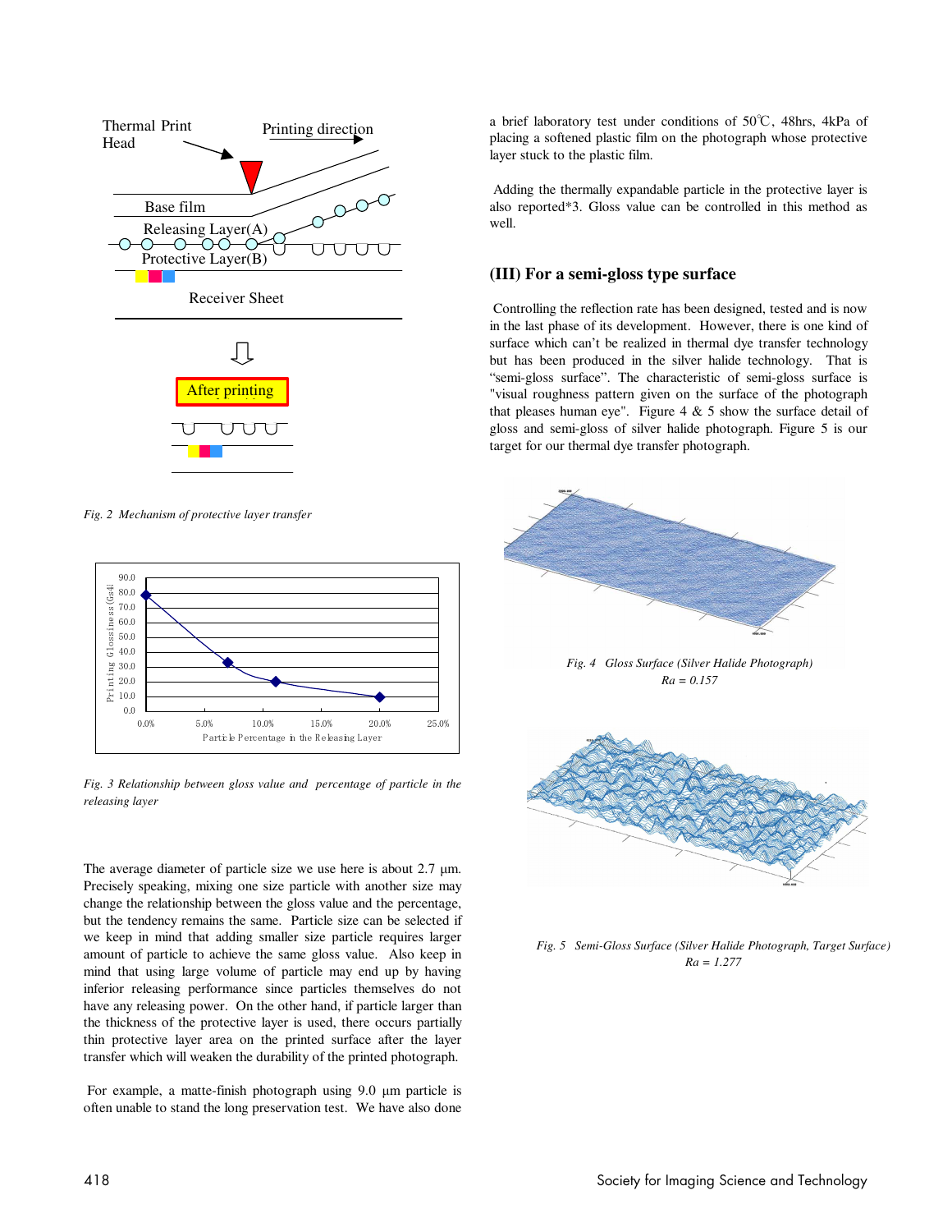Fig. 2 Mechanism of protective layer transfer

Fig. 3 Relationship between gloss value and percentage of particle in the releasing layer

The average diameter of particle size we use here is about 2.7 µm. Precisely speaking, mixing one size particle with another size may change the relationship between the gloss value and the percentage, but the tendency remains the same. Particle size can be selected if we keep in mind that adding smaller size particle requires larger amount of particle to achieve the same gloss value. Also keep in mind that using large volume of particle may end up by having inferior releasing performance since particles themselves do not have any releasing power. On the other hand, if particle larger than the thickness of the protective layer is used, there occurs partially thin protective layer area on the printed surface after the layer transfer which will weaken the durability of the printed photograph.

For example, a matte-finish photograph using 9.0 µm particle is often unable to stand the long preservation test. We have also done a brief laboratory test under conditions of 50℃, 48hrs, 4kPa of placing a softened plastic film on the photograph whose protective layer stuck to the plastic film.

Adding the thermally expandable particle in the protective layer is also reported*3. Gloss value can be controlled in this method as well.

## (III) For a semi-gloss type surface

Controlling the reflection rate has been designed, tested and is now in the last phase of its development. However, there is one kind of surface which can't be realized in thermal dye transfer technology but has been produced in the silver halide technology. That is "semi-gloss surface". The characteristic of semi-gloss surface is "visual roughness pattern given on the surface of the photograph that pleases human eye". Figure 4 & 5 show the surface detail of gloss and semi-gloss of silver halide photograph. Figure 5 is our target for our thermal dye transfer photograph.

*Fig. 4 Gloss Surface (Silver Halide Photograph)*
*Ra = 0.157*

*Fig. 5 Semi-Gloss Surface (Silver Halide Photograph, Target Surface)*
*Ra = 1.277*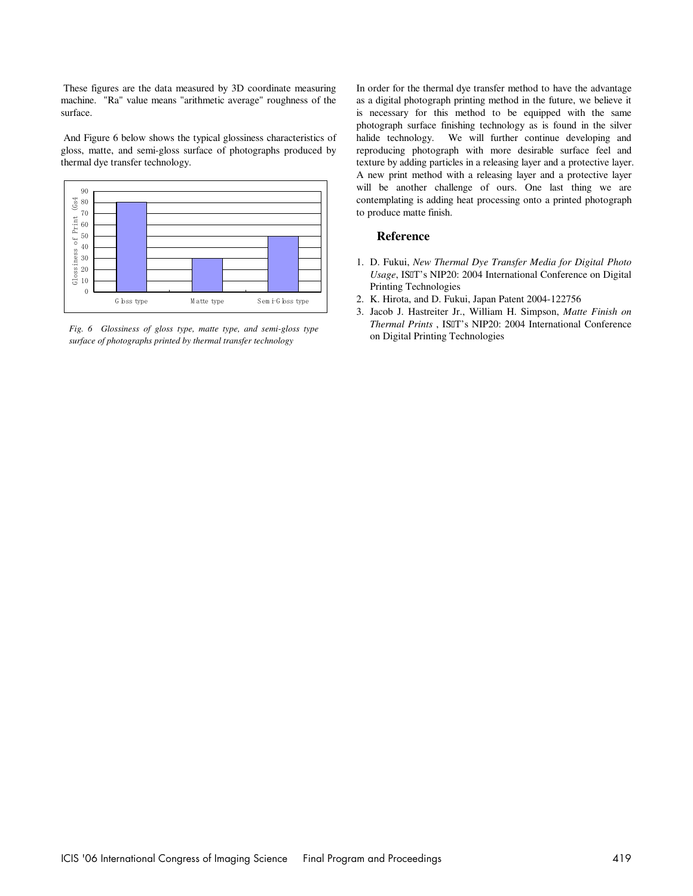These figures are the data measured by 3D coordinate measuring machine. "Ra" value means "arithmetic average" roughness of the surface.

And Figure 6 below shows the typical glossiness characteristics of gloss, matte, and semi-gloss surface of photographs produced by thermal dye transfer technology.

Glossiness of Print (Gs4

90
80
70
60
50
40
30
20
10
0

Gloss type
Matte type
Semi-Gloss type

*Fig. 6 Glossiness of gloss type, matte type, and semi-gloss type surface of photographs printed by thermal transfer technology*

In order for the thermal dye transfer method to have the advantage as a digital photograph printing method in the future, we believe it is necessary for this method to be equipped with the same photograph surface finishing technology as is found in the silver halide technology. We will further continue developing and reproducing photograph with more desirable surface feel and texture by adding particles in a releasing layer and a protective layer. A new print method with a releasing layer and a protective layer will be another challenge of ours. One last thing we are contemplating is adding heat processing onto a printed photograph to produce matte finish.

## Reference

1. D. Fukui, *New Thermal Dye Transfer Media for Digital Photo Usage*, IS&T's NIP20: 2004 International Conference on Digital Printing Technologies
2. K. Hirota, and D. Fukui, Japan Patent 2004-122756
3. Jacob J. Hastreiter Jr., William H. Simpson, *Matte Finish on Thermal Prints* , IS&T's NIP20: 2004 International Conference on Digital Printing Technologies